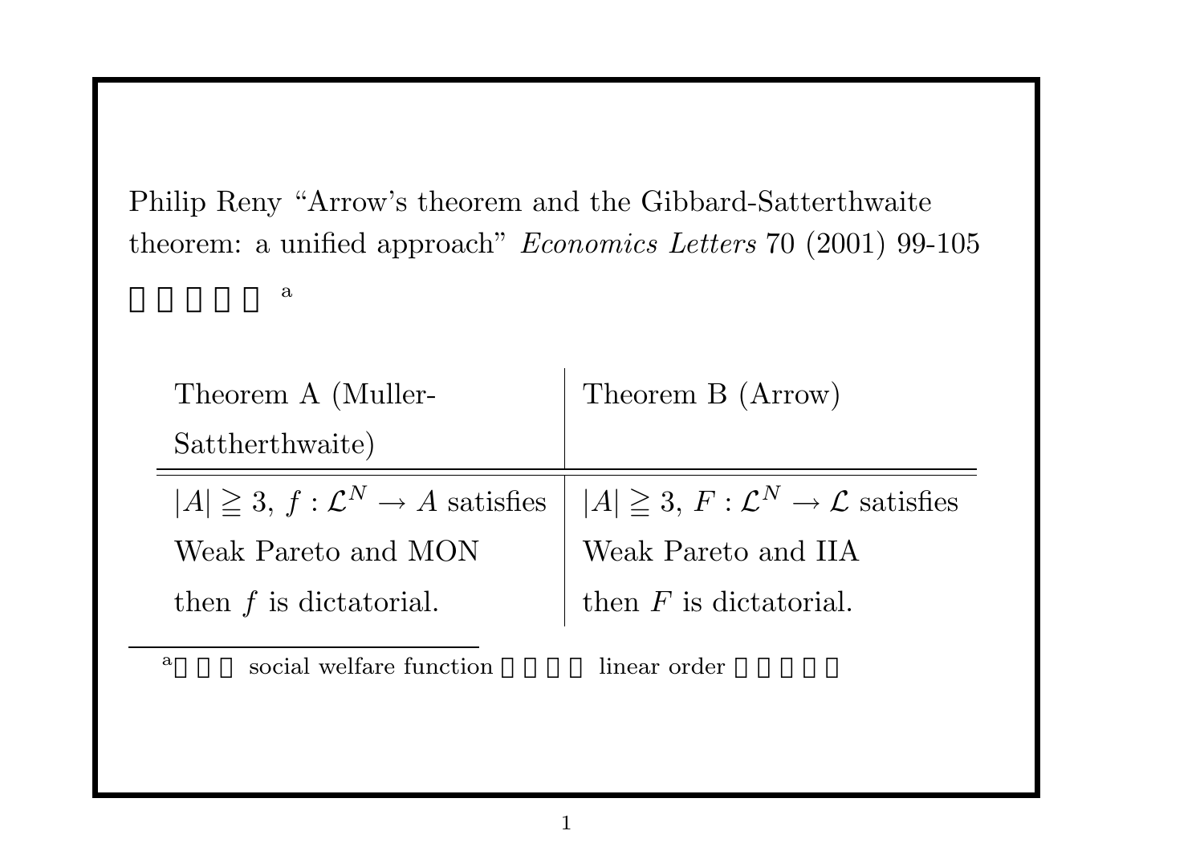Philip Reny "Arrow's theorem and the Gibbard-Satterthwaite theorem: a unified approach" *Economics Letters* 70 (2001) 99-105

□□□□□ [a]

| Theorem A (Muller-Sattherthwaite) | Theorem B (Arrow) |
|---|---|
| $\lvert A \rvert \geqq 3$, $f : \mathcal{L}^N \rightarrow A$ satisfies Weak Pareto and MON then $f$ is dictatorial. | $\lvert A \rvert \geqq 3$, $F : \mathcal{L}^N \rightarrow \mathcal{L}$ satisfies Weak Pareto and IIA then $F$ is dictatorial. |

[a] □□□ social welfare function □□□□ linear order □□□□□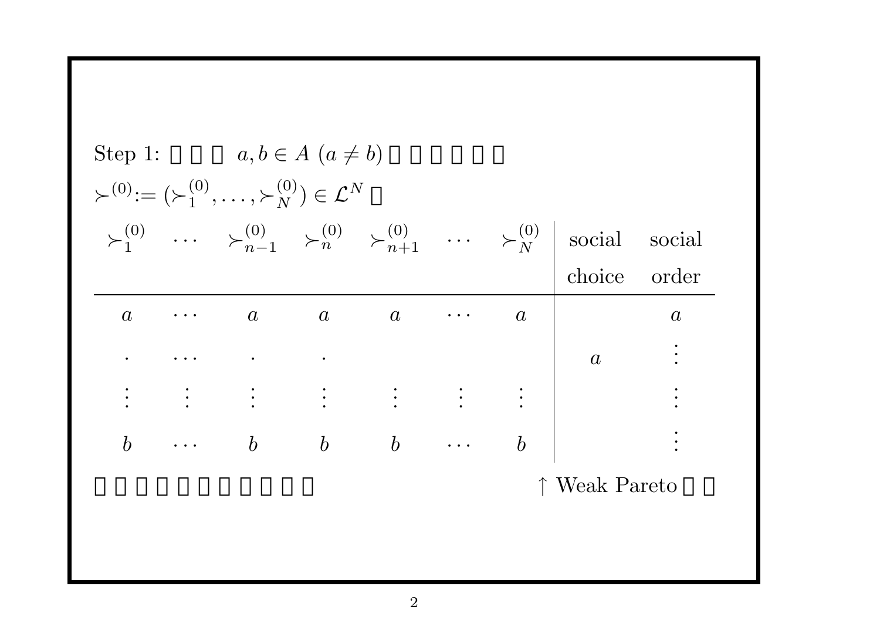Step 1: □ □ □ $a, b \in A$ $(a \neq b)$ □ □ □ □ □ □

$\succ^{(0)} := (\succ_1^{(0)}, \ldots, \succ_N^{(0)}) \in \mathcal{L}^N$ □

| $\succ_1^{(0)}$ | $\cdots$ | $\succ_{n-1}^{(0)}$ | $\succ_n^{(0)}$ | $\succ_{n+1}^{(0)}$ | $\cdots$ | $\succ_N^{(0)}$ | social choice | social order |
|---|---|---|---|---|---|---|---|---|
| $a$ | $\cdots$ | $a$ | $a$ | $a$ | $\cdots$ | $a$ | | $a$ |
| $\cdot$ | $\cdots$ | $\cdot$ | $\cdot$ | | | | $a$ | $\vdots$ |
| $\vdots$ | $\vdots$ | $\vdots$ | $\vdots$ | $\vdots$ | $\vdots$ | $\vdots$ | | $\vdots$ |
| $b$ | $\cdots$ | $b$ | $b$ | $b$ | $\cdots$ | $b$ | | $\vdots$ |

□ □ □ □ □ □ □ □ □ □ □ $\uparrow$ Weak Pareto □ □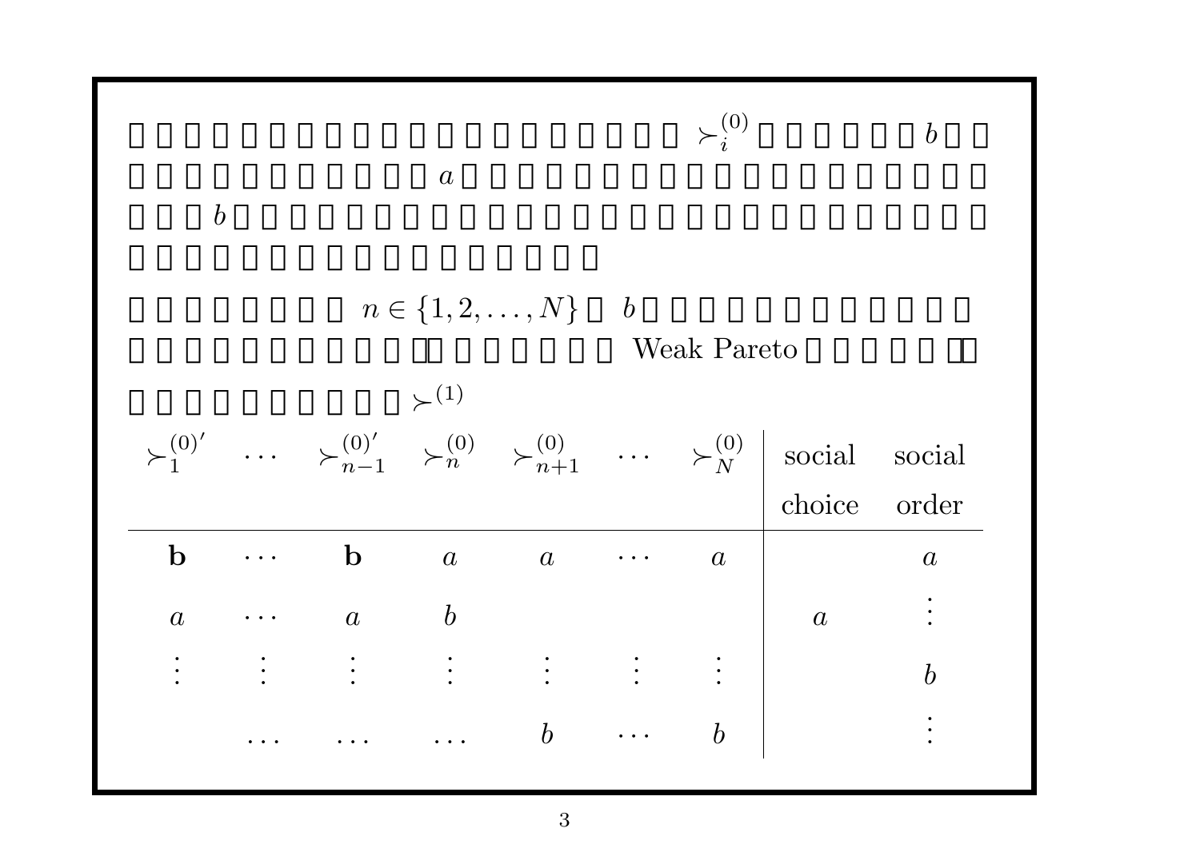□□□□□□□□□□□□□□□□□ $\succ_i^{(0)}$ □□□□□ $b$ □□
□□□□□□□□□□□□□ $a$ □□□□□□□□□□□□□□□□□□□
□□□ $b$ □□□□□□□□□□□□□□□□□□□□□□□□□□□
□□□□□□□□□□□□□□□□□

□□□□□□□ $n \in \{1, 2, \ldots, N\}$ □ $b$ □□□□□□□□□□□□
□□□□□□□□□□□、□□□□□□ Weak Pareto □□□□□□□
□□□□□□□□□□ $\succ^{(1)}$

| $\succ_1^{(0)'}$ | $\cdots$ | $\succ_{n-1}^{(0)'}$ | $\succ_n^{(0)}$ | $\succ_{n+1}^{(0)}$ | $\cdots$ | $\succ_N^{(0)}$ | social choice | social order |
|---|---|---|---|---|---|---|---|---|
| **b** | $\cdots$ | **b** | $a$ | $a$ | $\cdots$ | $a$ | | $a$ |
| $a$ | $\cdots$ | $a$ | $b$ | | | | $a$ | $\vdots$ |
| $\vdots$ | $\vdots$ | $\vdots$ | $\vdots$ | $\vdots$ | $\vdots$ | $\vdots$ | | $b$ |
| | $\ldots$ | $\ldots$ | $\ldots$ | $b$ | $\cdots$ | $b$ | | $\vdots$ |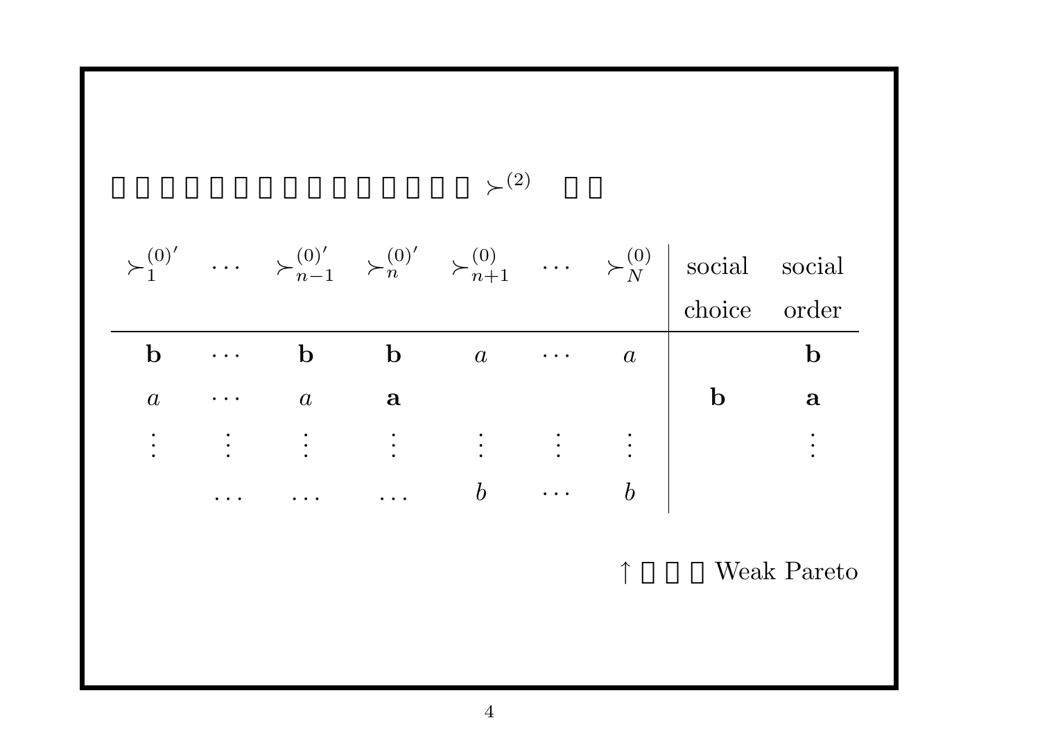□□□□□□□□□□□□□□□ $\succ^{(2)}$ □□

| $\succ_1^{(0)'}$ | $\cdots$ | $\succ_{n-1}^{(0)'}$ | $\succ_n^{(0)'}$ | $\succ_{n+1}^{(0)}$ | $\cdots$ | $\succ_N^{(0)}$ | social choice | social order |
|---|---|---|---|---|---|---|---|---|
| $\mathbf{b}$ | $\cdots$ | $\mathbf{b}$ | $\mathbf{b}$ | $a$ | $\cdots$ | $a$ | | $\mathbf{b}$ |
| $a$ | $\cdots$ | $a$ | $\mathbf{a}$ | | | | $\mathbf{b}$ | $\mathbf{a}$ |
| $\vdots$ | $\vdots$ | $\vdots$ | $\vdots$ | $\vdots$ | $\vdots$ | $\vdots$ | | $\vdots$ |
| | $\cdots$ | $\cdots$ | $\cdots$ | $b$ | $\cdots$ | $b$ | | |

↑□□□ Weak Pareto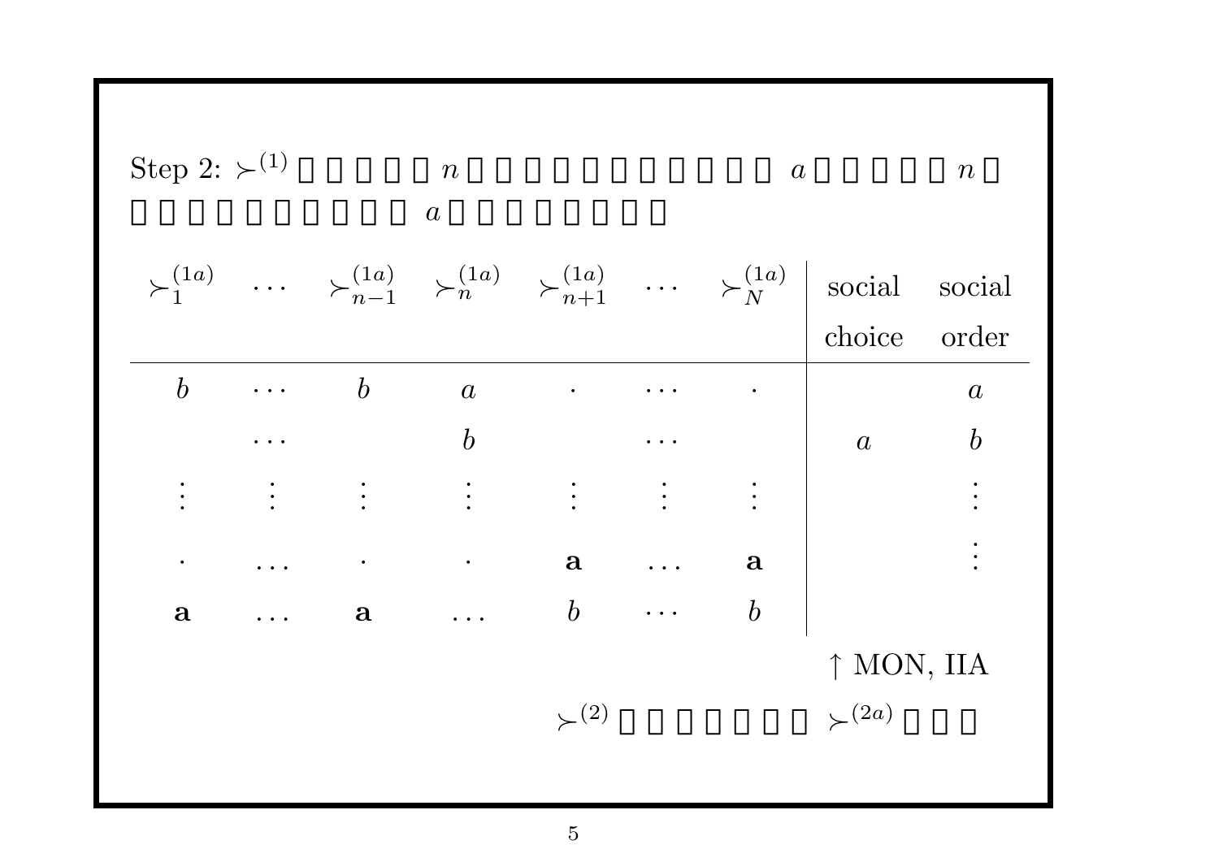Step 2: $\succ^{(1)}$ □□□□□ $n$ □□□□□□□□□□□□□ $a$ □□□□□ $n$ □□□□□□□□□□□ $a$ □□□□□□□□

| $\succ_1^{(1a)}$ | $\cdots$ | $\succ_{n-1}^{(1a)}$ | $\succ_n^{(1a)}$ | $\succ_{n+1}^{(1a)}$ | $\cdots$ | $\succ_N^{(1a)}$ | social choice | social order |
|---|---|---|---|---|---|---|---|---|
| $b$ | $\cdots$ | $b$ | $a$ | $\cdot$ | $\cdots$ | $\cdot$ | | $a$ |
| | $\cdots$ | | $b$ | | $\cdots$ | | $a$ | $b$ |
| $\vdots$ | $\vdots$ | $\vdots$ | $\vdots$ | $\vdots$ | $\vdots$ | $\vdots$ | | $\vdots$ |
| $\cdot$ | $\ldots$ | $\cdot$ | $\cdot$ | $\mathbf{a}$ | $\ldots$ | $\mathbf{a}$ | | $\vdots$ |
| $\mathbf{a}$ | $\ldots$ | $\mathbf{a}$ | $\ldots$ | $b$ | $\cdots$ | $b$ | | |

$\uparrow$ MON, IIA

$\succ^{(2)}$ □□□□□□□ $\succ^{(2a)}$ □□□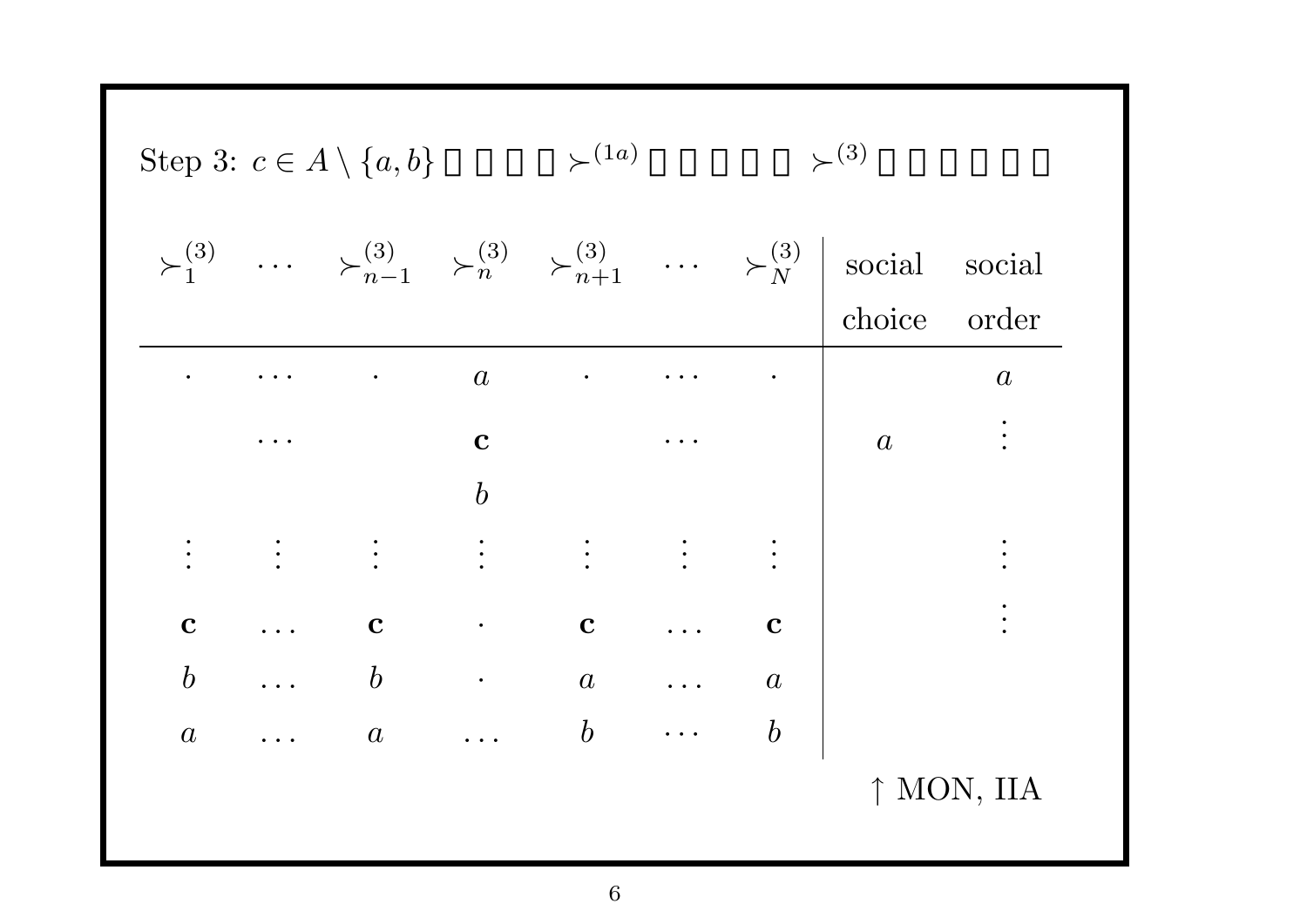Step 3: $c \in A \setminus \{a, b\}$ □□□□ $\succ^{(1a)}$ □□□□□ $\succ^{(3)}$ □□□□□□

| $\succ_1^{(3)}$ | $\cdots$ | $\succ_{n-1}^{(3)}$ | $\succ_n^{(3)}$ | $\succ_{n+1}^{(3)}$ | $\cdots$ | $\succ_N^{(3)}$ | social choice | social order |
|---|---|---|---|---|---|---|---|---|
| $\cdot$ | $\cdots$ | $\cdot$ | $a$ | $\cdot$ | $\cdots$ | $\cdot$ | | $a$ |
| | $\cdots$ | | $\mathbf{c}$ | | $\cdots$ | | $a$ | $\vdots$ |
| | | | $b$ | | | | | |
| $\vdots$ | $\vdots$ | $\vdots$ | $\vdots$ | $\vdots$ | $\vdots$ | $\vdots$ | | $\vdots$ |
| $\mathbf{c}$ | $\ldots$ | $\mathbf{c}$ | $\cdot$ | $\mathbf{c}$ | $\ldots$ | $\mathbf{c}$ | | $\vdots$ |
| $b$ | $\ldots$ | $b$ | $\cdot$ | $a$ | $\ldots$ | $a$ | | |
| $a$ | $\ldots$ | $a$ | $\ldots$ | $b$ | $\cdots$ | $b$ | | |

$\uparrow$ MON, IIA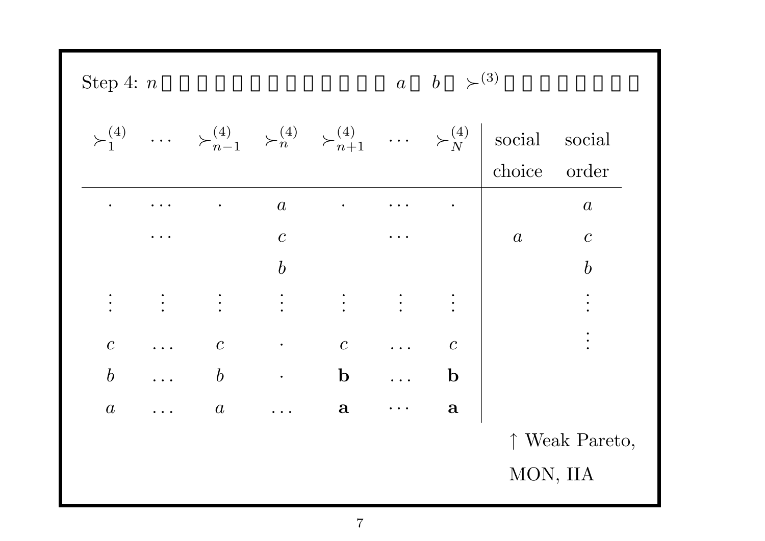Step 4: $n$□□□□□□□□□□□□□□ $a$□ $b$□ $\succ^{(3)}$□□□□□□□□□

| $\succ_1^{(4)}$ | $\cdots$ | $\succ_{n-1}^{(4)}$ | $\succ_n^{(4)}$ | $\succ_{n+1}^{(4)}$ | $\cdots$ | $\succ_N^{(4)}$ | social choice | social order |
|---|---|---|---|---|---|---|---|---|
| $\cdot$ | $\cdots$ | $\cdot$ | $a$ | $\cdot$ | $\cdots$ | $\cdot$ | | $a$ |
| | $\cdots$ | | $c$ | | $\cdots$ | | $a$ | $c$ |
| | | | $b$ | | | | | $b$ |
| $\vdots$ | $\vdots$ | $\vdots$ | $\vdots$ | $\vdots$ | $\vdots$ | $\vdots$ | | $\vdots$ |
| $c$ | $\ldots$ | $c$ | $\cdot$ | $c$ | $\ldots$ | $c$ | | $\vdots$ |
| $b$ | $\ldots$ | $b$ | $\cdot$ | $\mathbf{b}$ | $\ldots$ | $\mathbf{b}$ | | |
| $a$ | $\ldots$ | $a$ | $\ldots$ | $\mathbf{a}$ | $\cdots$ | $\mathbf{a}$ | | |

↑ Weak Pareto, MON, IIA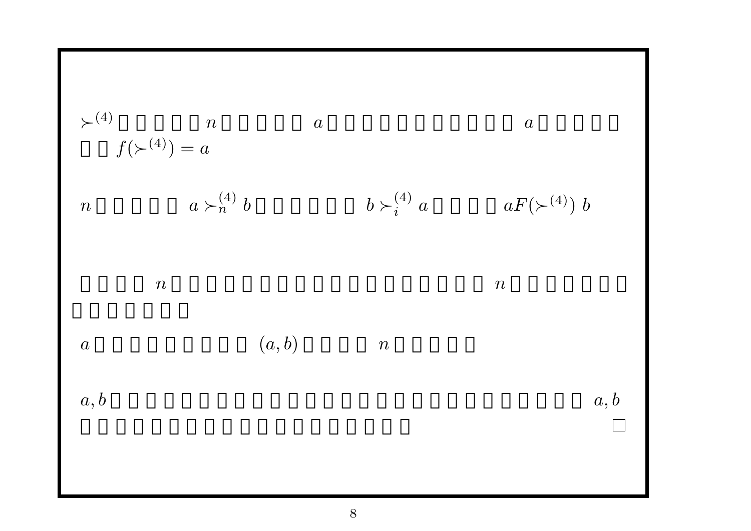$\succ^{(4)}$□□□□□$n$□□□□□ $a$□□□□□□□□□□□□ $a$□□□□□□
□□$f(\succ^{(4)}) = a$

$n$□□□□□ $a \succ_n^{(4)} b$□□□□□□ $b \succ_i^{(4)} a$□□□□$aF(\succ^{(4)})\, b$

□□□□ $n$□□□□□□□□□□□□□□□□□□□ $n$□□□□□□□□□
□□□□□□□

$a$□□□□□□□□□ $(a, b)$□□□□ $n$□□□□□

$a, b$□□□□□□□□□□□□□□□□□□□□□□□□□□ $a, b$
□□□□□□□□□□□□□□□□□□□□ □